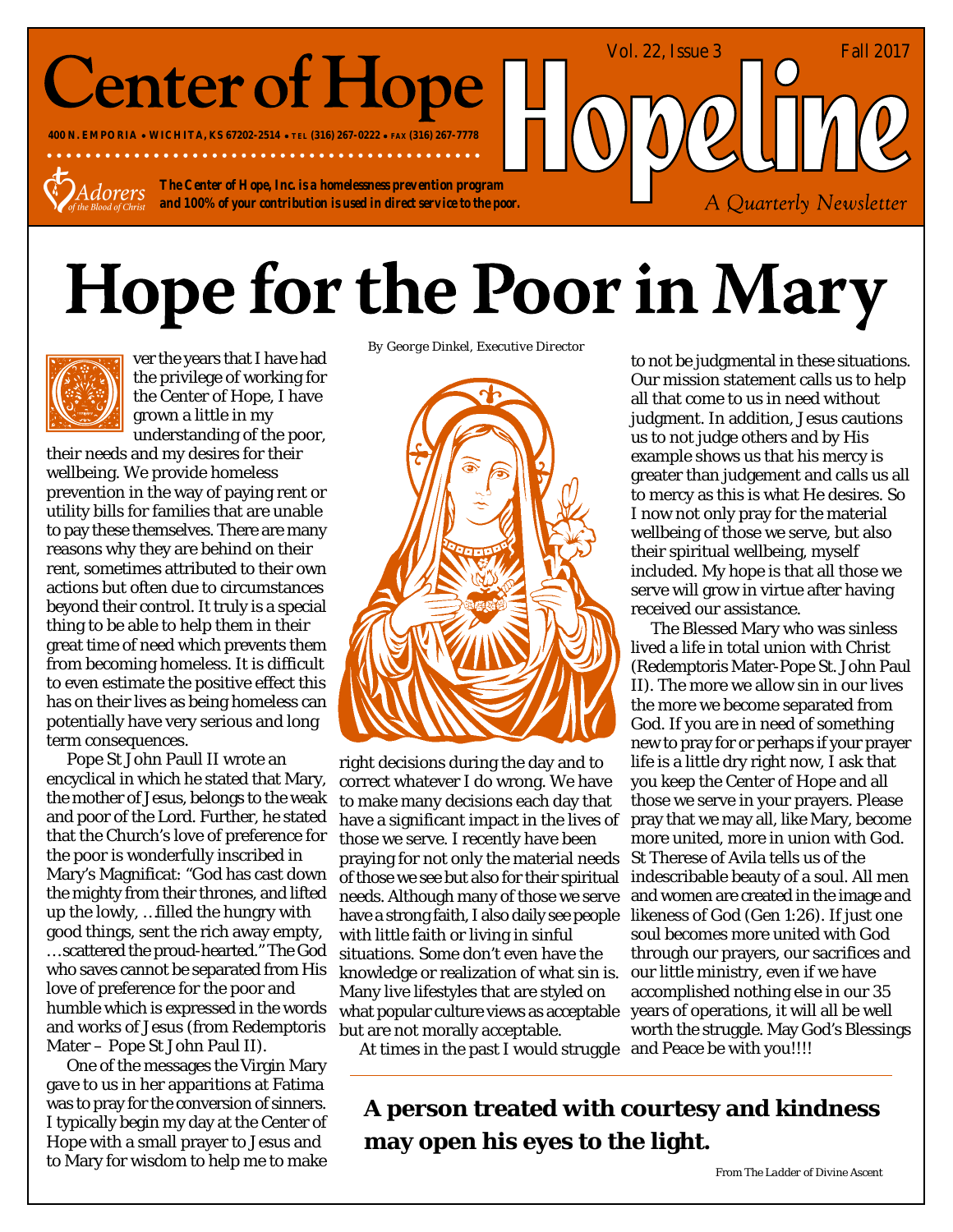# Center of Hope

**400 N. EMPORIA • WICHITA, KS 67202-2514 • TEL (316) 267-0222 • FAX (316) 267-7778**

*The Center of Hope, Inc. is a homelessness prevention program and 100% of your contribution is used in direct service to the poor.*

Adorers of the Blood of Christ

# Hopeline

Vol. 22, Issue 3 — Fall 2017

*A Quarterly Newsletter*

# Hope for the Poor in Mary

*By George Dinkel, Executive Director*

Over the years that I have had the privilege of working for the Center of Hope, I have grown a little in my understanding of the poor, their needs and my desires for their wellbeing. We provide homeless prevention in the way of paying rent or utility bills for families that are unable to pay these themselves. There are many reasons why they are behind on their rent, sometimes attributed to their own actions but often due to circumstances beyond their control. It truly is a special thing to be able to help them in their great time of need which prevents them from becoming homeless. It is difficult to even estimate the positive effect this has on their lives as being homeless can potentially have very serious and long term consequences.

Pope St John Paull II wrote an encyclical in which he stated that Mary, the mother of Jesus, belongs to the weak and poor of the Lord. Further, he stated that the Church's love of preference for the poor is wonderfully inscribed in Mary's Magnificat: "God has cast down the mighty from their thrones, and lifted up the lowly, …filled the hungry with good things, sent the rich away empty, …scattered the proud-hearted." The God who saves cannot be separated from His love of preference for the poor and humble which is expressed in the words and works of Jesus (from Redemptoris Mater – Pope St John Paul II).

One of the messages the Virgin Mary gave to us in her apparitions at Fatima was to pray for the conversion of sinners. I typically begin my day at the Center of Hope with a small prayer to Jesus and to Mary for wisdom to help me to make right decisions during the day and to correct whatever I do wrong. We have to make many decisions each day that have a significant impact in the lives of those we serve. I recently have been praying for not only the material needs of those we see but also for their spiritual needs. Although many of those we serve have a strong faith, I also daily see people with little faith or living in sinful situations. Some don't even have the knowledge or realization of what sin is. Many live lifestyles that are styled on what popular culture views as acceptable but are not morally acceptable.

At times in the past I would struggle to not be judgmental in these situations. Our mission statement calls us to help all that come to us in need without judgment. In addition, Jesus cautions us to not judge others and by His example shows us that his mercy is greater than judgement and calls us all to mercy as this is what He desires. So I now not only pray for the material wellbeing of those we serve, but also their spiritual wellbeing, myself included. My hope is that all those we serve will grow in virtue after having received our assistance.

The Blessed Mary who was sinless lived a life in total union with Christ (Redemptoris Mater-Pope St. John Paul II). The more we allow sin in our lives the more we become separated from God. If you are in need of something new to pray for or perhaps if your prayer life is a little dry right now, I ask that you keep the Center of Hope and all those we serve in your prayers. Please pray that we may all, like Mary, become more united, more in union with God. St Therese of Avila tells us of the indescribable beauty of a soul. All men and women are created in the image and likeness of God (Gen 1:26). If just one soul becomes more united with God through our prayers, our sacrifices and our little ministry, even if we have accomplished nothing else in our 35 years of operations, it will all be well worth the struggle. May God's Blessings and Peace be with you!!!!

**A person treated with courtesy and kindness may open his eyes to the light.**

From The Ladder of Divine Ascent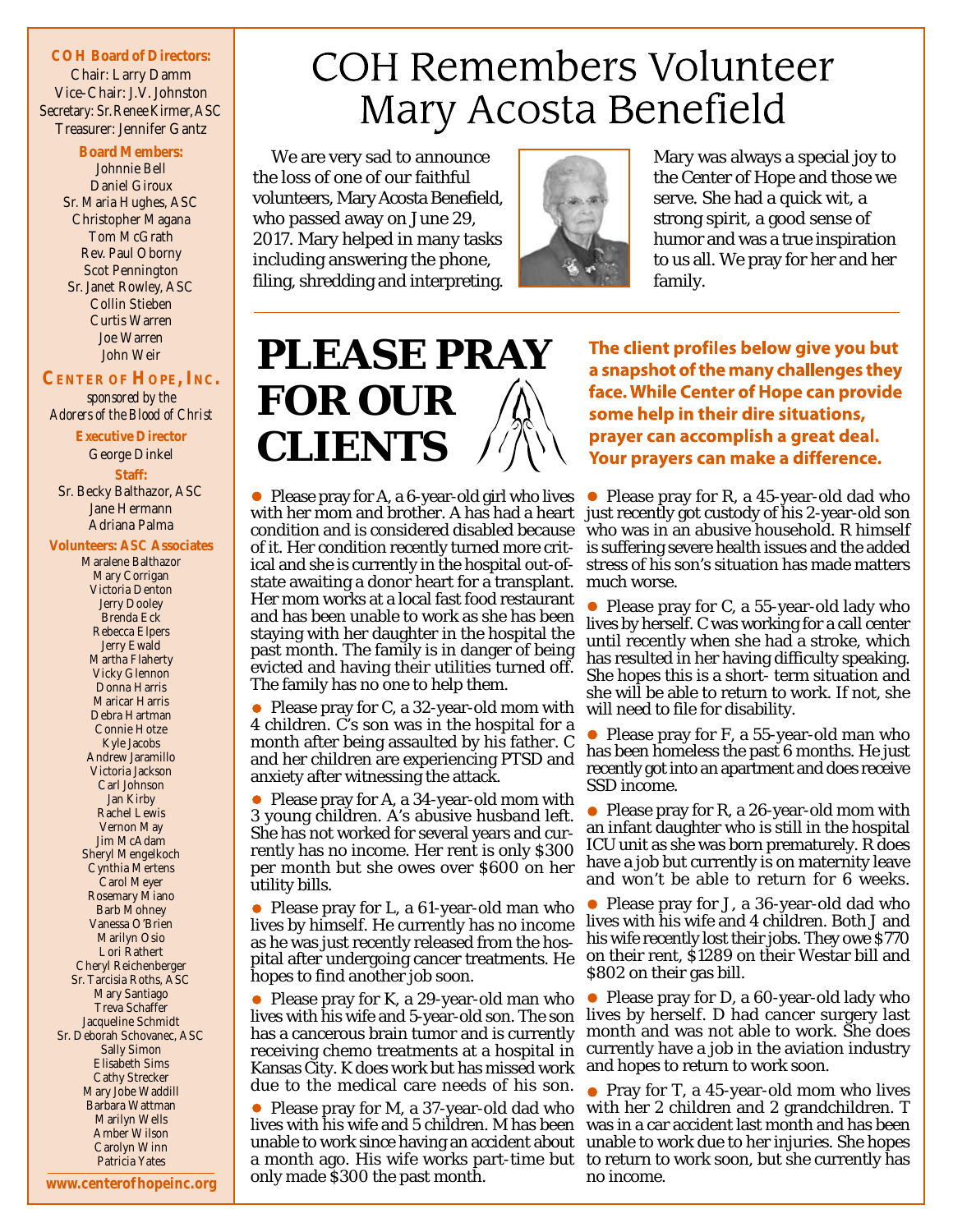**COH Board of Directors:**
Chair: Larry Damm
Vice-Chair: J.V. Johnston
Secretary: Sr. Renee Kirmer, ASC
Treasurer: Jennifer Gantz

**Board Members:**
Johnnie Bell
Daniel Giroux
Sr. Maria Hughes, ASC
Christopher Magana
Tom McGrath
Rev. Paul Oborny
Scot Pennington
Sr. Janet Rowley, ASC
Collin Stieben
Curtis Warren
Joe Warren
John Weir

**CENTER OF HOPE, INC.**
*sponsored by the Adorers of the Blood of Christ*

**Executive Director**
George Dinkel

**Staff:**
Sr. Becky Balthazor, ASC
Jane Hermann
Adriana Palma

**Volunteers: ASC Associates**
Maralene Balthazor
Mary Corrigan
Victoria Denton
Jerry Dooley
Brenda Eck
Rebecca Elpers
Jerry Ewald
Martha Flaherty
Vicky Glennon
Donna Harris
Maricar Harris
Debra Hartman
Connie Hotze
Kyle Jacobs
Andrew Jaramillo
Victoria Jackson
Carl Johnson
Jan Kirby
Rachel Lewis
Vernon May
Jim McAdam
Sheryl Mengelkoch
Cynthia Mertens
Carol Meyer
Rosemary Miano
Barb Mohney
Vanessa O'Brien
Marilyn Osio
Lori Rathert
Cheryl Reichenberger
Sr. Tarcisia Roths, ASC
Mary Santiago
Treva Schaffer
Jacqueline Schmidt
Sr. Deborah Schovanec, ASC
Sally Simon
Elisabeth Sims
Cathy Strecker
Mary Jobe Waddill
Barbara Wattman
Marilyn Wells
Amber Wilson
Carolyn Winn
Patricia Yates

www.centerofhopeinc.org

# COH Remembers Volunteer Mary Acosta Benefield

We are very sad to announce the loss of one of our faithful volunteers, Mary Acosta Benefield, who passed away on June 29, 2017. Mary helped in many tasks including answering the phone, filing, shredding and interpreting.

Mary was always a special joy to the Center of Hope and those we serve. She had a quick wit, a strong spirit, a good sense of humor and was a true inspiration to us all. We pray for her and her family.

# PLEASE PRAY FOR OUR CLIENTS

**The client profiles below give you but a snapshot of the many challenges they face. While Center of Hope can provide some help in their dire situations, prayer can accomplish a great deal. Your prayers can make a difference.**

- Please pray for A, a 6-year-old girl who lives with her mom and brother. A has had a heart condition and is considered disabled because of it. Her condition recently turned more critical and she is currently in the hospital out-of-state awaiting a donor heart for a transplant. Her mom works at a local fast food restaurant and has been unable to work as she has been staying with her daughter in the hospital the past month. The family is in danger of being evicted and having their utilities turned off. The family has no one to help them.
- Please pray for C, a 32-year-old mom with 4 children. C's son was in the hospital for a month after being assaulted by his father. C and her children are experiencing PTSD and anxiety after witnessing the attack.
- Please pray for A, a 34-year-old mom with 3 young children. A's abusive husband left. She has not worked for several years and currently has no income. Her rent is only $300 per month but she owes over $600 on her utility bills.
- Please pray for L, a 61-year-old man who lives by himself. He currently has no income as he was just recently released from the hospital after undergoing cancer treatments. He hopes to find another job soon.
- Please pray for K, a 29-year-old man who lives with his wife and 5-year-old son. The son has a cancerous brain tumor and is currently receiving chemo treatments at a hospital in Kansas City. K does work but has missed work due to the medical care needs of his son.
- Please pray for M, a 37-year-old dad who lives with his wife and 5 children. M has been unable to work since having an accident about a month ago. His wife works part-time but only made $300 the past month.
- Please pray for R, a 45-year-old dad who just recently got custody of his 2-year-old son who was in an abusive household. R himself is suffering severe health issues and the added stress of his son's situation has made matters much worse.
- Please pray for C, a 55-year-old lady who lives by herself. C was working for a call center until recently when she had a stroke, which has resulted in her having difficulty speaking. She hopes this is a short- term situation and she will be able to return to work. If not, she will need to file for disability.
- Please pray for F, a 55-year-old man who has been homeless the past 6 months. He just recently got into an apartment and does receive SSD income.
- Please pray for R, a 26-year-old mom with an infant daughter who is still in the hospital ICU unit as she was born prematurely. R does have a job but currently is on maternity leave and won't be able to return for 6 weeks.
- Please pray for J, a 36-year-old dad who lives with his wife and 4 children. Both J and his wife recently lost their jobs. They owe $770 on their rent, $1289 on their Westar bill and $802 on their gas bill.
- Please pray for D, a 60-year-old lady who lives by herself. D had cancer surgery last month and was not able to work. She does currently have a job in the aviation industry and hopes to return to work soon.
- Pray for T, a 45-year-old mom who lives with her 2 children and 2 grandchildren. T was in a car accident last month and has been unable to work due to her injuries. She hopes to return to work soon, but she currently has no income.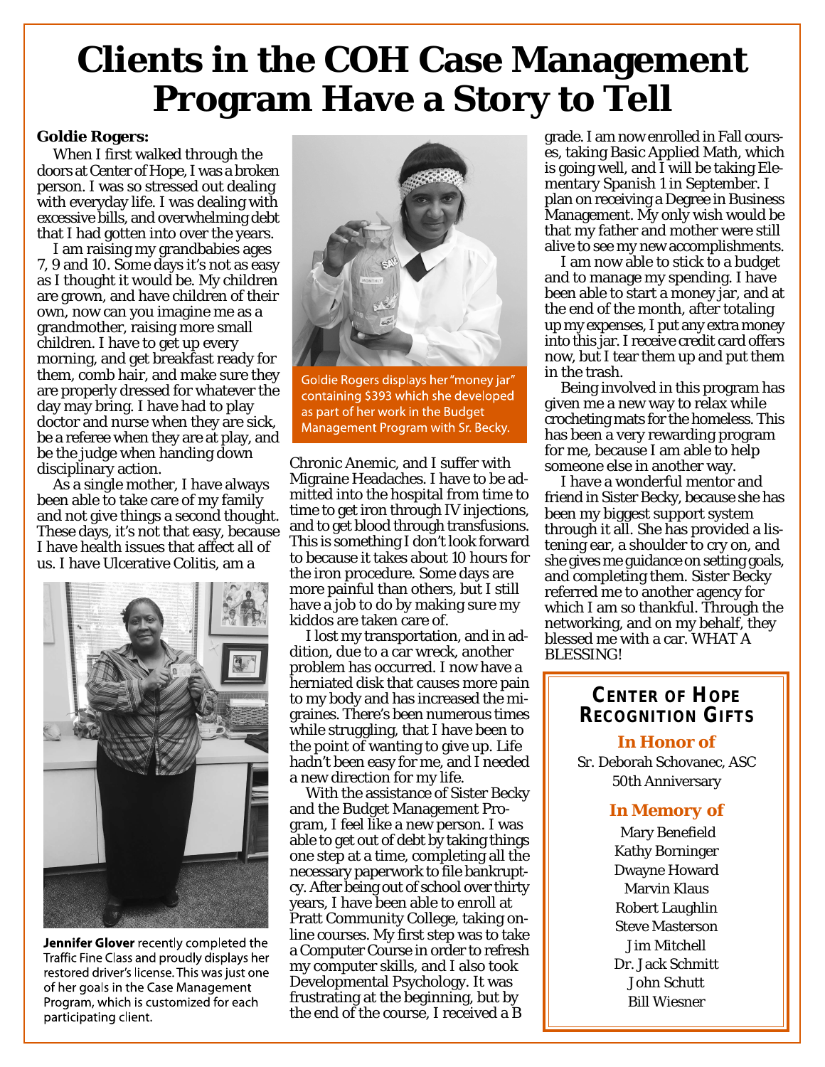# Clients in the COH Case Management Program Have a Story to Tell

**Goldie Rogers:**

When I first walked through the doors at Center of Hope, I was a broken person. I was so stressed out dealing with everyday life. I was dealing with excessive bills, and overwhelming debt that I had gotten into over the years.

I am raising my grandbabies ages 7, 9 and 10. Some days it's not as easy as I thought it would be. My children are grown, and have children of their own, now can you imagine me as a grandmother, raising more small children. I have to get up every morning, and get breakfast ready for them, comb hair, and make sure they are properly dressed for whatever the day may bring. I have had to play doctor and nurse when they are sick, be a referee when they are at play, and be the judge when handing down disciplinary action.

As a single mother, I have always been able to take care of my family and not give things a second thought. These days, it's not that easy, because I have health issues that affect all of us. I have Ulcerative Colitis, am a Chronic Anemic, and I suffer with Migraine Headaches. I have to be admitted into the hospital from time to time to get iron through IV injections, and to get blood through transfusions. This is something I don't look forward to because it takes about 10 hours for the iron procedure. Some days are more painful than others, but I still have a job to do by making sure my kiddos are taken care of.

I lost my transportation, and in addition, due to a car wreck, another problem has occurred. I now have a herniated disk that causes more pain to my body and has increased the migraines. There's been numerous times while struggling, that I have been to the point of wanting to give up. Life hadn't been easy for me, and I needed a new direction for my life.

With the assistance of Sister Becky and the Budget Management Program, I feel like a new person. I was able to get out of debt by taking things one step at a time, completing all the necessary paperwork to file bankruptcy. After being out of school over thirty years, I have been able to enroll at Pratt Community College, taking online courses. My first step was to take a Computer Course in order to refresh my computer skills, and I also took Developmental Psychology. It was frustrating at the beginning, but by the end of the course, I received a B grade. I am now enrolled in Fall courses, taking Basic Applied Math, which is going well, and I will be taking Elementary Spanish 1 in September. I plan on receiving a Degree in Business Management. My only wish would be that my father and mother were still alive to see my new accomplishments.

I am now able to stick to a budget and to manage my spending. I have been able to start a money jar, and at the end of the month, after totaling up my expenses, I put any extra money into this jar. I receive credit card offers now, but I tear them up and put them in the trash.

Being involved in this program has given me a new way to relax while crocheting mats for the homeless. This has been a very rewarding program for me, because I am able to help someone else in another way.

I have a wonderful mentor and friend in Sister Becky, because she has been my biggest support system through it all. She has provided a listening ear, a shoulder to cry on, and she gives me guidance on setting goals, and completing them. Sister Becky referred me to another agency for which I am so thankful. Through the networking, and on my behalf, they blessed me with a car. WHAT A BLESSING!

Goldie Rogers displays her "money jar" containing $393 which she developed as part of her work in the Budget Management Program with Sr. Becky.

**Jennifer Glover** recently completed the Traffic Fine Class and proudly displays her restored driver's license. This was just one of her goals in the Case Management Program, which is customized for each participating client.

## Center of Hope Recognition Gifts

### In Honor of

Sr. Deborah Schovanec, ASC
50th Anniversary

### In Memory of

Mary Benefield
Kathy Borninger
Dwayne Howard
Marvin Klaus
Robert Laughlin
Steve Masterson
Jim Mitchell
Dr. Jack Schmitt
John Schutt
Bill Wiesner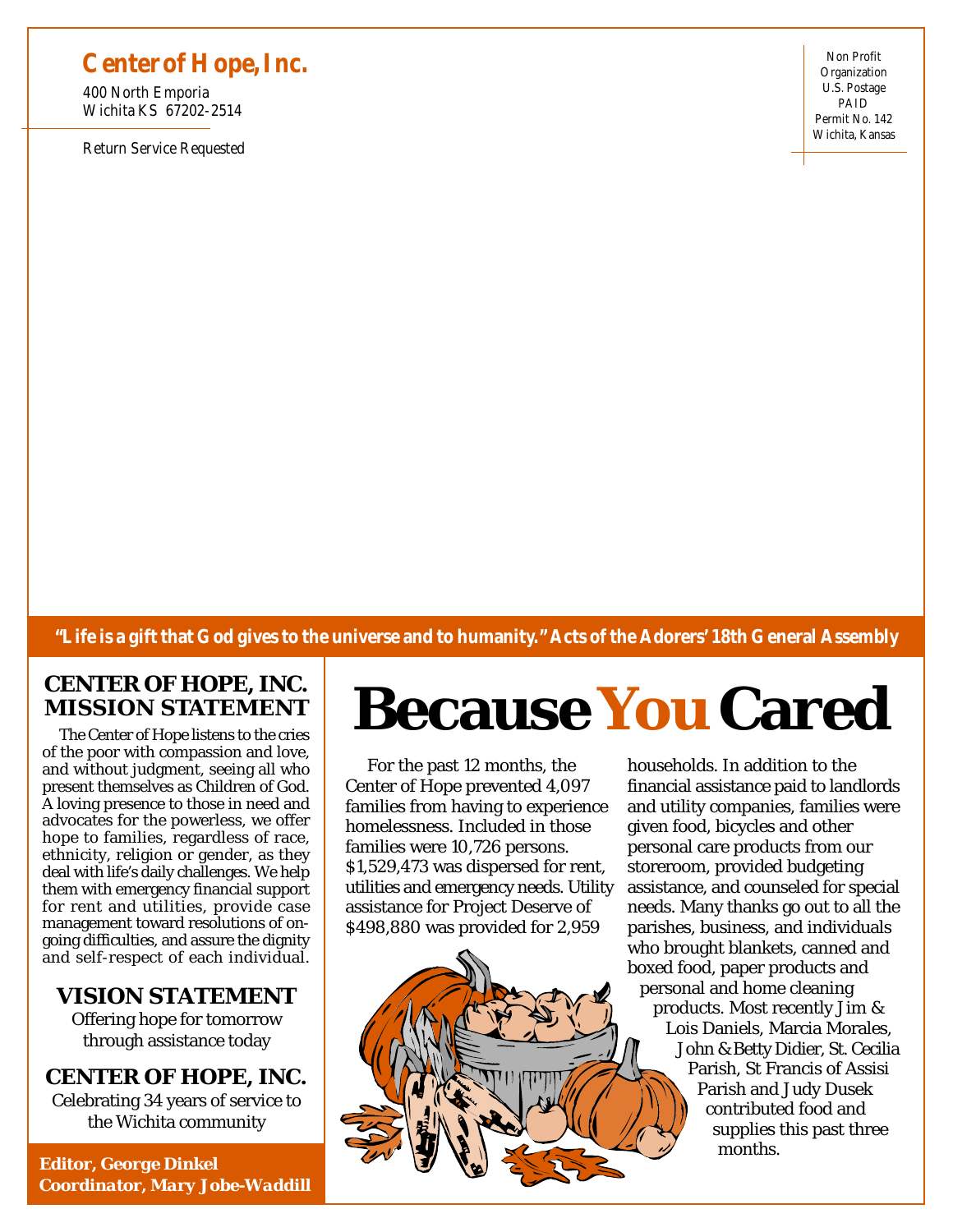**Center of Hope, Inc.**

400 North Emporia
Wichita KS 67202-2514

Return Service Requested

Non Profit
Organization
U.S. Postage
PAID
Permit No. 142
Wichita, Kansas

***"Life is a gift that God gives to the universe and to humanity." Acts of the Adorers' 18th General Assembly***

## CENTER OF HOPE, INC. MISSION STATEMENT

The Center of Hope listens to the cries of the poor with compassion and love, and without judgment, seeing all who present themselves as Children of God. A loving presence to those in need and advocates for the powerless, we offer hope to families, regardless of race, ethnicity, religion or gender, as they deal with life's daily challenges. We help them with emergency financial support for rent and utilities, provide case management toward resolutions of on-going difficulties, and assure the dignity and self-respect of each individual.

## VISION STATEMENT

Offering hope for tomorrow through assistance today

## CENTER OF HOPE, INC.

Celebrating 34 years of service to the Wichita community

***Editor, George Dinkel***
***Coordinator, Mary Jobe-Waddill***

# Because You Cared

For the past 12 months, the Center of Hope prevented 4,097 families from having to experience homelessness. Included in those families were 10,726 persons. $1,529,473 was dispersed for rent, utilities and emergency needs. Utility assistance for Project Deserve of $498,880 was provided for 2,959 households. In addition to the financial assistance paid to landlords and utility companies, families were given food, bicycles and other personal care products from our storeroom, provided budgeting assistance, and counseled for special needs. Many thanks go out to all the parishes, business, and individuals who brought blankets, canned and boxed food, paper products and personal and home cleaning products. Most recently Jim & Lois Daniels, Marcia Morales, John & Betty Didier, St. Cecilia Parish, St Francis of Assisi Parish and Judy Dusek contributed food and supplies this past three months.